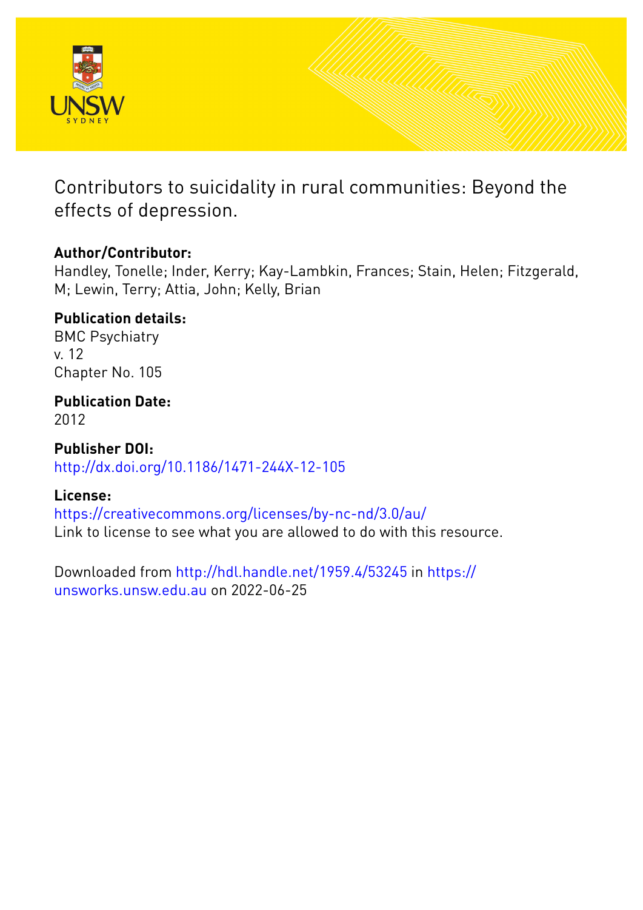UNSW SYDNEY

# Contributors to suicidality in rural communities: Beyond the effects of depression.

**Author/Contributor:**
Handley, Tonelle; Inder, Kerry; Kay-Lambkin, Frances; Stain, Helen; Fitzgerald, M; Lewin, Terry; Attia, John; Kelly, Brian

**Publication details:**
BMC Psychiatry
v. 12
Chapter No. 105

**Publication Date:**
2012

**Publisher DOI:**
http://dx.doi.org/10.1186/1471-244X-12-105

**License:**
https://creativecommons.org/licenses/by-nc-nd/3.0/au/
Link to license to see what you are allowed to do with this resource.

Downloaded from http://hdl.handle.net/1959.4/53245 in https://unsworks.unsw.edu.au on 2022-06-25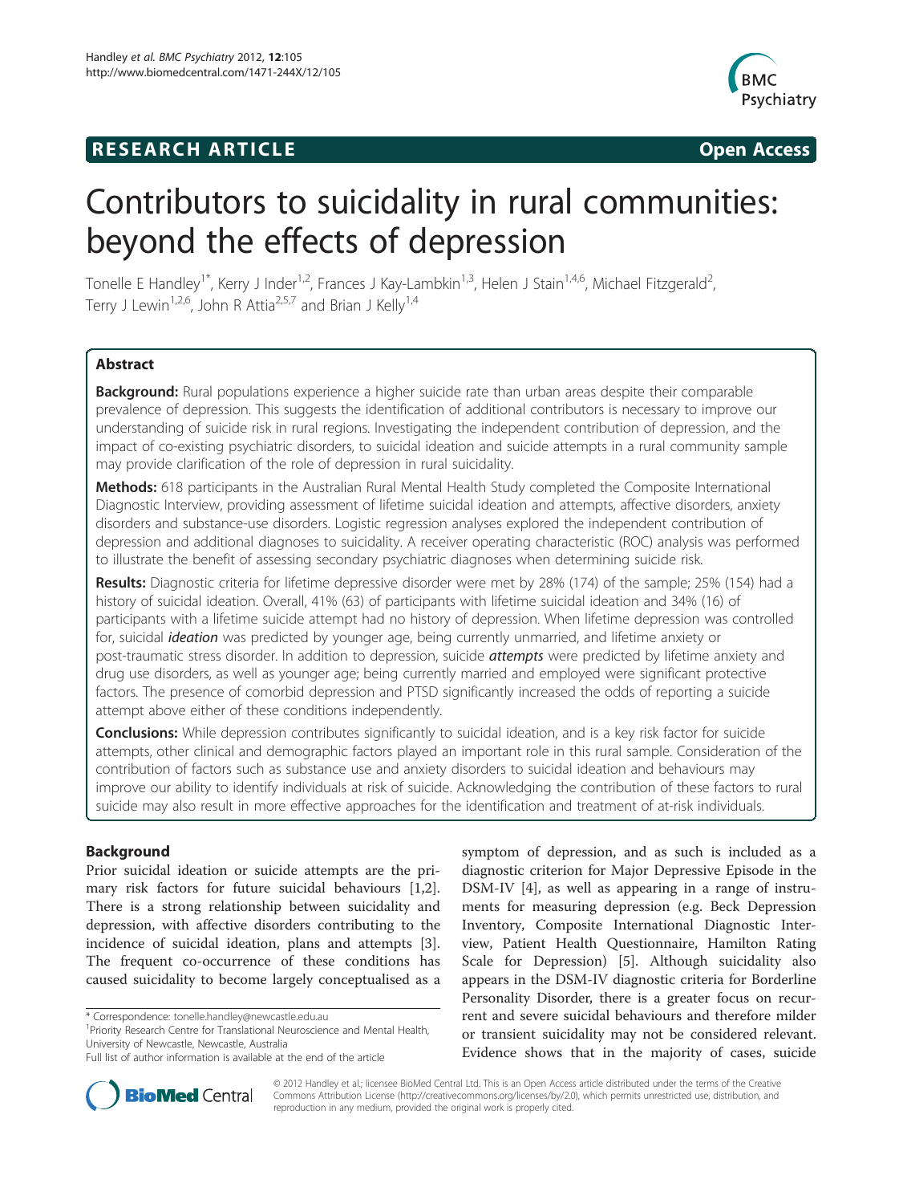# Contributors to suicidality in rural communities: beyond the effects of depression

Tonelle E Handley[1*], Kerry J Inder[1,2], Frances J Kay-Lambkin[1,3], Helen J Stain[1,4,6], Michael Fitzgerald[2], Terry J Lewin[1,2,6], John R Attia[2,5,7] and Brian J Kelly[1,4]

## Abstract

**Background:** Rural populations experience a higher suicide rate than urban areas despite their comparable prevalence of depression. This suggests the identification of additional contributors is necessary to improve our understanding of suicide risk in rural regions. Investigating the independent contribution of depression, and the impact of co-existing psychiatric disorders, to suicidal ideation and suicide attempts in a rural community sample may provide clarification of the role of depression in rural suicidality.

**Methods:** 618 participants in the Australian Rural Mental Health Study completed the Composite International Diagnostic Interview, providing assessment of lifetime suicidal ideation and attempts, affective disorders, anxiety disorders and substance-use disorders. Logistic regression analyses explored the independent contribution of depression and additional diagnoses to suicidality. A receiver operating characteristic (ROC) analysis was performed to illustrate the benefit of assessing secondary psychiatric diagnoses when determining suicide risk.

**Results:** Diagnostic criteria for lifetime depressive disorder were met by 28% (174) of the sample; 25% (154) had a history of suicidal ideation. Overall, 41% (63) of participants with lifetime suicidal ideation and 34% (16) of participants with a lifetime suicide attempt had no history of depression. When lifetime depression was controlled for, suicidal *ideation* was predicted by younger age, being currently unmarried, and lifetime anxiety or post-traumatic stress disorder. In addition to depression, suicide *attempts* were predicted by lifetime anxiety and drug use disorders, as well as younger age; being currently married and employed were significant protective factors. The presence of comorbid depression and PTSD significantly increased the odds of reporting a suicide attempt above either of these conditions independently.

**Conclusions:** While depression contributes significantly to suicidal ideation, and is a key risk factor for suicide attempts, other clinical and demographic factors played an important role in this rural sample. Consideration of the contribution of factors such as substance use and anxiety disorders to suicidal ideation and behaviours may improve our ability to identify individuals at risk of suicide. Acknowledging the contribution of these factors to rural suicide may also result in more effective approaches for the identification and treatment of at-risk individuals.

## Background

Prior suicidal ideation or suicide attempts are the primary risk factors for future suicidal behaviours [1,2]. There is a strong relationship between suicidality and depression, with affective disorders contributing to the incidence of suicidal ideation, plans and attempts [3]. The frequent co-occurrence of these conditions has caused suicidality to become largely conceptualised as a symptom of depression, and as such is included as a diagnostic criterion for Major Depressive Episode in the DSM-IV [4], as well as appearing in a range of instruments for measuring depression (e.g. Beck Depression Inventory, Composite International Diagnostic Interview, Patient Health Questionnaire, Hamilton Rating Scale for Depression) [5]. Although suicidality also appears in the DSM-IV diagnostic criteria for Borderline Personality Disorder, there is a greater focus on recurrent and severe suicidal behaviours and therefore milder or transient suicidality may not be considered relevant. Evidence shows that in the majority of cases, suicide

* Correspondence: tonelle.handley@newcastle.edu.au
[1]Priority Research Centre for Translational Neuroscience and Mental Health, University of Newcastle, Newcastle, Australia
Full list of author information is available at the end of the article

© 2012 Handley et al.; licensee BioMed Central Ltd. This is an Open Access article distributed under the terms of the Creative Commons Attribution License (http://creativecommons.org/licenses/by/2.0), which permits unrestricted use, distribution, and reproduction in any medium, provided the original work is properly cited.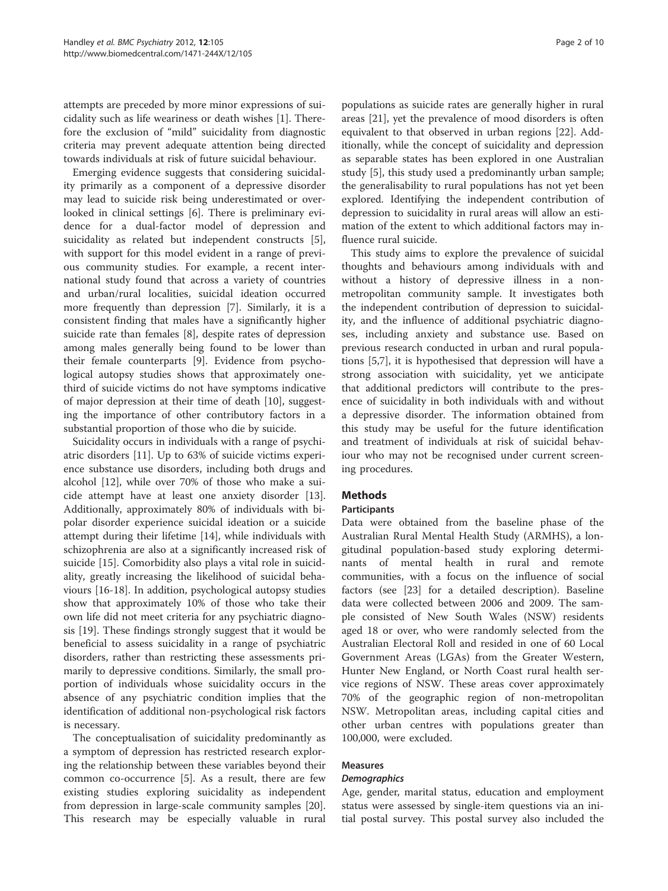attempts are preceded by more minor expressions of suicidality such as life weariness or death wishes [1]. Therefore the exclusion of "mild" suicidality from diagnostic criteria may prevent adequate attention being directed towards individuals at risk of future suicidal behaviour.

Emerging evidence suggests that considering suicidality primarily as a component of a depressive disorder may lead to suicide risk being underestimated or overlooked in clinical settings [6]. There is preliminary evidence for a dual-factor model of depression and suicidality as related but independent constructs [5], with support for this model evident in a range of previous community studies. For example, a recent international study found that across a variety of countries and urban/rural localities, suicidal ideation occurred more frequently than depression [7]. Similarly, it is a consistent finding that males have a significantly higher suicide rate than females [8], despite rates of depression among males generally being found to be lower than their female counterparts [9]. Evidence from psychological autopsy studies shows that approximately one-third of suicide victims do not have symptoms indicative of major depression at their time of death [10], suggesting the importance of other contributory factors in a substantial proportion of those who die by suicide.

Suicidality occurs in individuals with a range of psychiatric disorders [11]. Up to 63% of suicide victims experience substance use disorders, including both drugs and alcohol [12], while over 70% of those who make a suicide attempt have at least one anxiety disorder [13]. Additionally, approximately 80% of individuals with bipolar disorder experience suicidal ideation or a suicide attempt during their lifetime [14], while individuals with schizophrenia are also at a significantly increased risk of suicide [15]. Comorbidity also plays a vital role in suicidality, greatly increasing the likelihood of suicidal behaviours [16-18]. In addition, psychological autopsy studies show that approximately 10% of those who take their own life did not meet criteria for any psychiatric diagnosis [19]. These findings strongly suggest that it would be beneficial to assess suicidality in a range of psychiatric disorders, rather than restricting these assessments primarily to depressive conditions. Similarly, the small proportion of individuals whose suicidality occurs in the absence of any psychiatric condition implies that the identification of additional non-psychological risk factors is necessary.

The conceptualisation of suicidality predominantly as a symptom of depression has restricted research exploring the relationship between these variables beyond their common co-occurrence [5]. As a result, there are few existing studies exploring suicidality as independent from depression in large-scale community samples [20]. This research may be especially valuable in rural populations as suicide rates are generally higher in rural areas [21], yet the prevalence of mood disorders is often equivalent to that observed in urban regions [22]. Additionally, while the concept of suicidality and depression as separable states has been explored in one Australian study [5], this study used a predominantly urban sample; the generalisability to rural populations has not yet been explored. Identifying the independent contribution of depression to suicidality in rural areas will allow an estimation of the extent to which additional factors may influence rural suicide.

This study aims to explore the prevalence of suicidal thoughts and behaviours among individuals with and without a history of depressive illness in a non-metropolitan community sample. It investigates both the independent contribution of depression to suicidality, and the influence of additional psychiatric diagnoses, including anxiety and substance use. Based on previous research conducted in urban and rural populations [5,7], it is hypothesised that depression will have a strong association with suicidality, yet we anticipate that additional predictors will contribute to the presence of suicidality in both individuals with and without a depressive disorder. The information obtained from this study may be useful for the future identification and treatment of individuals at risk of suicidal behaviour who may not be recognised under current screening procedures.

## Methods

### Participants

Data were obtained from the baseline phase of the Australian Rural Mental Health Study (ARMHS), a longitudinal population-based study exploring determinants of mental health in rural and remote communities, with a focus on the influence of social factors (see [23] for a detailed description). Baseline data were collected between 2006 and 2009. The sample consisted of New South Wales (NSW) residents aged 18 or over, who were randomly selected from the Australian Electoral Roll and resided in one of 60 Local Government Areas (LGAs) from the Greater Western, Hunter New England, or North Coast rural health service regions of NSW. These areas cover approximately 70% of the geographic region of non-metropolitan NSW. Metropolitan areas, including capital cities and other urban centres with populations greater than 100,000, were excluded.

### Measures

#### *Demographics*

Age, gender, marital status, education and employment status were assessed by single-item questions via an initial postal survey. This postal survey also included the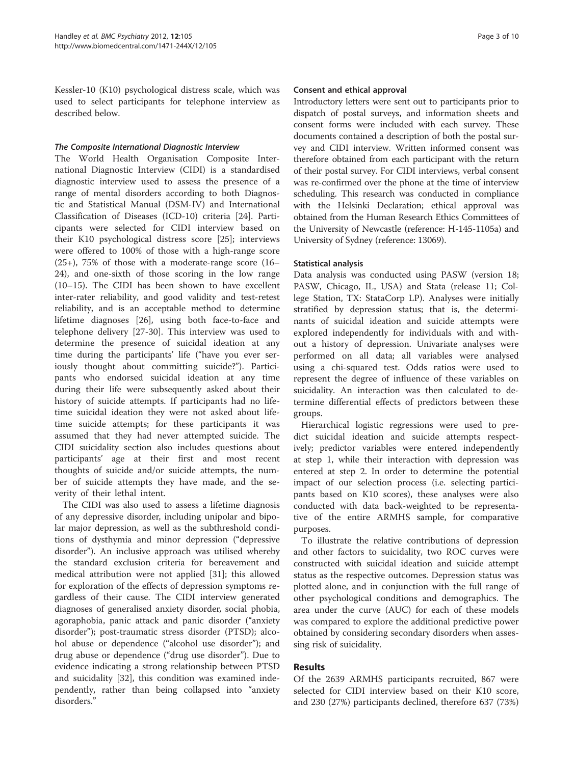Kessler-10 (K10) psychological distress scale, which was used to select participants for telephone interview as described below.

#### *The Composite International Diagnostic Interview*

The World Health Organisation Composite International Diagnostic Interview (CIDI) is a standardised diagnostic interview used to assess the presence of a range of mental disorders according to both Diagnostic and Statistical Manual (DSM-IV) and International Classification of Diseases (ICD-10) criteria [24]. Participants were selected for CIDI interview based on their K10 psychological distress score [25]; interviews were offered to 100% of those with a high-range score (25+), 75% of those with a moderate-range score (16–24), and one-sixth of those scoring in the low range (10–15). The CIDI has been shown to have excellent inter-rater reliability, and good validity and test-retest reliability, and is an acceptable method to determine lifetime diagnoses [26], using both face-to-face and telephone delivery [27-30]. This interview was used to determine the presence of suicidal ideation at any time during the participants' life ("have you ever seriously thought about committing suicide?"). Participants who endorsed suicidal ideation at any time during their life were subsequently asked about their history of suicide attempts. If participants had no lifetime suicidal ideation they were not asked about lifetime suicide attempts; for these participants it was assumed that they had never attempted suicide. The CIDI suicidality section also includes questions about participants' age at their first and most recent thoughts of suicide and/or suicide attempts, the number of suicide attempts they have made, and the severity of their lethal intent.

The CIDI was also used to assess a lifetime diagnosis of any depressive disorder, including unipolar and bipolar major depression, as well as the subthreshold conditions of dysthymia and minor depression ("depressive disorder"). An inclusive approach was utilised whereby the standard exclusion criteria for bereavement and medical attribution were not applied [31]; this allowed for exploration of the effects of depression symptoms regardless of their cause. The CIDI interview generated diagnoses of generalised anxiety disorder, social phobia, agoraphobia, panic attack and panic disorder ("anxiety disorder"); post-traumatic stress disorder (PTSD); alcohol abuse or dependence ("alcohol use disorder"); and drug abuse or dependence ("drug use disorder"). Due to evidence indicating a strong relationship between PTSD and suicidality [32], this condition was examined independently, rather than being collapsed into "anxiety disorders."

### Consent and ethical approval

Introductory letters were sent out to participants prior to dispatch of postal surveys, and information sheets and consent forms were included with each survey. These documents contained a description of both the postal survey and CIDI interview. Written informed consent was therefore obtained from each participant with the return of their postal survey. For CIDI interviews, verbal consent was re-confirmed over the phone at the time of interview scheduling. This research was conducted in compliance with the Helsinki Declaration; ethical approval was obtained from the Human Research Ethics Committees of the University of Newcastle (reference: H-145-1105a) and University of Sydney (reference: 13069).

### Statistical analysis

Data analysis was conducted using PASW (version 18; PASW, Chicago, IL, USA) and Stata (release 11; College Station, TX: StataCorp LP). Analyses were initially stratified by depression status; that is, the determinants of suicidal ideation and suicide attempts were explored independently for individuals with and without a history of depression. Univariate analyses were performed on all data; all variables were analysed using a chi-squared test. Odds ratios were used to represent the degree of influence of these variables on suicidality. An interaction was then calculated to determine differential effects of predictors between these groups.

Hierarchical logistic regressions were used to predict suicidal ideation and suicide attempts respectively; predictor variables were entered independently at step 1, while their interaction with depression was entered at step 2. In order to determine the potential impact of our selection process (i.e. selecting participants based on K10 scores), these analyses were also conducted with data back-weighted to be representative of the entire ARMHS sample, for comparative purposes.

To illustrate the relative contributions of depression and other factors to suicidality, two ROC curves were constructed with suicidal ideation and suicide attempt status as the respective outcomes. Depression status was plotted alone, and in conjunction with the full range of other psychological conditions and demographics. The area under the curve (AUC) for each of these models was compared to explore the additional predictive power obtained by considering secondary disorders when assessing risk of suicidality.

## Results

Of the 2639 ARMHS participants recruited, 867 were selected for CIDI interview based on their K10 score, and 230 (27%) participants declined, therefore 637 (73%)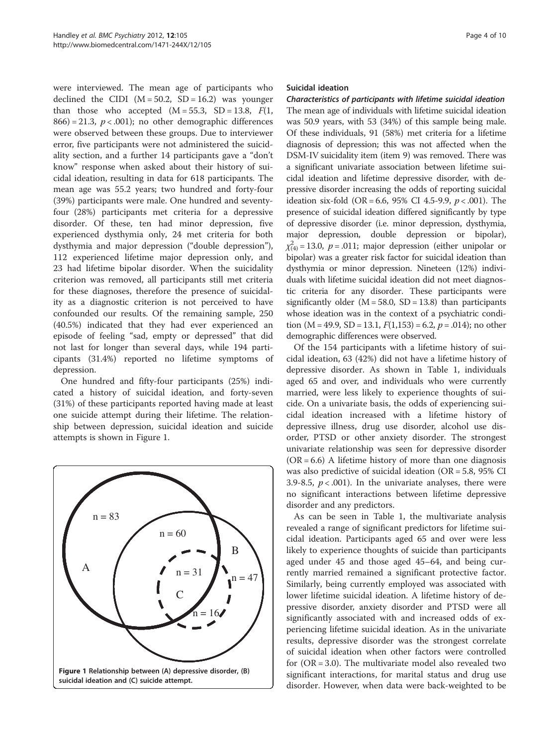were interviewed. The mean age of participants who declined the CIDI (M = 50.2, SD = 16.2) was younger than those who accepted (M = 55.3, SD = 13.8, $F(1, 866) = 21.3$, $p < .001$); no other demographic differences were observed between these groups. Due to interviewer error, five participants were not administered the suicidality section, and a further 14 participants gave a "don't know" response when asked about their history of suicidal ideation, resulting in data for 618 participants. The mean age was 55.2 years; two hundred and forty-four (39%) participants were male. One hundred and seventy-four (28%) participants met criteria for a depressive disorder. Of these, ten had minor depression, five experienced dysthymia only, 24 met criteria for both dysthymia and major depression ("double depression"), 112 experienced lifetime major depression only, and 23 had lifetime bipolar disorder. When the suicidality criterion was removed, all participants still met criteria for these diagnoses, therefore the presence of suicidality as a diagnostic criterion is not perceived to have confounded our results. Of the remaining sample, 250 (40.5%) indicated that they had ever experienced an episode of feeling "sad, empty or depressed" that did not last for longer than several days, while 194 participants (31.4%) reported no lifetime symptoms of depression.

One hundred and fifty-four participants (25%) indicated a history of suicidal ideation, and forty-seven (31%) of these participants reported having made at least one suicide attempt during their lifetime. The relationship between depression, suicidal ideation and suicide attempts is shown in Figure 1.

**Figure 1 Relationship between (A) depressive disorder, (B) suicidal ideation and (C) suicide attempt.**

### Suicidal ideation

#### *Characteristics of participants with lifetime suicidal ideation*

The mean age of individuals with lifetime suicidal ideation was 50.9 years, with 53 (34%) of this sample being male. Of these individuals, 91 (58%) met criteria for a lifetime diagnosis of depression; this was not affected when the DSM-IV suicidality item (item 9) was removed. There was a significant univariate association between lifetime suicidal ideation and lifetime depressive disorder, with depressive disorder increasing the odds of reporting suicidal ideation six-fold (OR = 6.6, 95% CI 4.5-9.9, $p < .001$). The presence of suicidal ideation differed significantly by type of depressive disorder (i.e. minor depression, dysthymia, major depression, double depression or bipolar), $\chi^2_{(4)} = 13.0$, $p = .011$; major depression (either unipolar or bipolar) was a greater risk factor for suicidal ideation than dysthymia or minor depression. Nineteen (12%) individuals with lifetime suicidal ideation did not meet diagnostic criteria for any disorder. These participants were significantly older (M = 58.0, SD = 13.8) than participants whose ideation was in the context of a psychiatric condition (M = 49.9, SD = 13.1, $F(1,153) = 6.2$, $p = .014$); no other demographic differences were observed.

Of the 154 participants with a lifetime history of suicidal ideation, 63 (42%) did not have a lifetime history of depressive disorder. As shown in Table 1, individuals aged 65 and over, and individuals who were currently married, were less likely to experience thoughts of suicide. On a univariate basis, the odds of experiencing suicidal ideation increased with a lifetime history of depressive illness, drug use disorder, alcohol use disorder, PTSD or other anxiety disorder. The strongest univariate relationship was seen for depressive disorder (OR = 6.6) A lifetime history of more than one diagnosis was also predictive of suicidal ideation (OR = 5.8, 95% CI 3.9-8.5, $p < .001$). In the univariate analyses, there were no significant interactions between lifetime depressive disorder and any predictors.

As can be seen in Table 1, the multivariate analysis revealed a range of significant predictors for lifetime suicidal ideation. Participants aged 65 and over were less likely to experience thoughts of suicide than participants aged under 45 and those aged 45–64, and being currently married remained a significant protective factor. Similarly, being currently employed was associated with lower lifetime suicidal ideation. A lifetime history of depressive disorder, anxiety disorder and PTSD were all significantly associated with and increased odds of experiencing lifetime suicidal ideation. As in the univariate results, depressive disorder was the strongest correlate of suicidal ideation when other factors were controlled for (OR = 3.0). The multivariate model also revealed two significant interactions, for marital status and drug use disorder. However, when data were back-weighted to be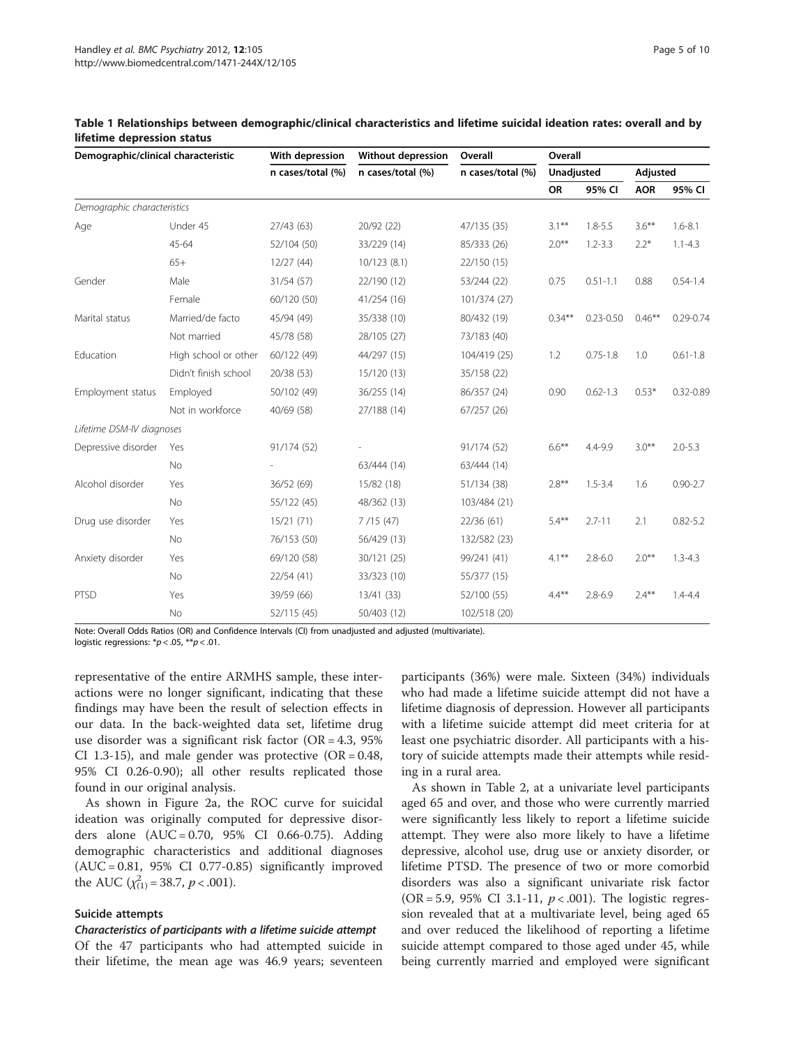**Table 1 Relationships between demographic/clinical characteristics and lifetime suicidal ideation rates: overall and by lifetime depression status**

| Demographic/clinical characteristic | | With depression | Without depression | Overall | Overall | | | |
|---|---|---|---|---|---|---|---|---|
| | | n cases/total (%) | n cases/total (%) | n cases/total (%) | Unadjusted | | Adjusted | |
| | | | | | OR | 95% CI | AOR | 95% CI |
| *Demographic characteristics* | | | | | | | | |
| Age | Under 45 | 27/43 (63) | 20/92 (22) | 47/135 (35) | 3.1** | 1.8-5.5 | 3.6** | 1.6-8.1 |
| | 45-64 | 52/104 (50) | 33/229 (14) | 85/333 (26) | 2.0** | 1.2-3.3 | 2.2* | 1.1-4.3 |
| | 65+ | 12/27 (44) | 10/123 (8.1) | 22/150 (15) | | | | |
| Gender | Male | 31/54 (57) | 22/190 (12) | 53/244 (22) | 0.75 | 0.51-1.1 | 0.88 | 0.54-1.4 |
| | Female | 60/120 (50) | 41/254 (16) | 101/374 (27) | | | | |
| Marital status | Married/de facto | 45/94 (49) | 35/338 (10) | 80/432 (19) | 0.34** | 0.23-0.50 | 0.46** | 0.29-0.74 |
| | Not married | 45/78 (58) | 28/105 (27) | 73/183 (40) | | | | |
| Education | High school or other | 60/122 (49) | 44/297 (15) | 104/419 (25) | 1.2 | 0.75-1.8 | 1.0 | 0.61-1.8 |
| | Didn't finish school | 20/38 (53) | 15/120 (13) | 35/158 (22) | | | | |
| Employment status | Employed | 50/102 (49) | 36/255 (14) | 86/357 (24) | 0.90 | 0.62-1.3 | 0.53* | 0.32-0.89 |
| | Not in workforce | 40/69 (58) | 27/188 (14) | 67/257 (26) | | | | |
| *Lifetime DSM-IV diagnoses* | | | | | | | | |
| Depressive disorder | Yes | 91/174 (52) | - | 91/174 (52) | 6.6** | 4.4-9.9 | 3.0** | 2.0-5.3 |
| | No | - | 63/444 (14) | 63/444 (14) | | | | |
| Alcohol disorder | Yes | 36/52 (69) | 15/82 (18) | 51/134 (38) | 2.8** | 1.5-3.4 | 1.6 | 0.90-2.7 |
| | No | 55/122 (45) | 48/362 (13) | 103/484 (21) | | | | |
| Drug use disorder | Yes | 15/21 (71) | 7 /15 (47) | 22/36 (61) | 5.4** | 2.7-11 | 2.1 | 0.82-5.2 |
| | No | 76/153 (50) | 56/429 (13) | 132/582 (23) | | | | |
| Anxiety disorder | Yes | 69/120 (58) | 30/121 (25) | 99/241 (41) | 4.1** | 2.8-6.0 | 2.0** | 1.3-4.3 |
| | No | 22/54 (41) | 33/323 (10) | 55/377 (15) | | | | |
| PTSD | Yes | 39/59 (66) | 13/41 (33) | 52/100 (55) | 4.4** | 2.8-6.9 | 2.4** | 1.4-4.4 |
| | No | 52/115 (45) | 50/403 (12) | 102/518 (20) | | | | |

Note: Overall Odds Ratios (OR) and Confidence Intervals (CI) from unadjusted and adjusted (multivariate).
logistic regressions: *$p < .05$, **$p < .01$.

representative of the entire ARMHS sample, these interactions were no longer significant, indicating that these findings may have been the result of selection effects in our data. In the back-weighted data set, lifetime drug use disorder was a significant risk factor (OR = 4.3, 95% CI 1.3-15), and male gender was protective (OR = 0.48, 95% CI 0.26-0.90); all other results replicated those found in our original analysis.

As shown in Figure 2a, the ROC curve for suicidal ideation was originally computed for depressive disorders alone (AUC = 0.70, 95% CI 0.66-0.75). Adding demographic characteristics and additional diagnoses (AUC = 0.81, 95% CI 0.77-0.85) significantly improved the AUC ($\chi^2_{(1)} = 38.7$, $p < .001$).

### Suicide attempts

#### *Characteristics of participants with a lifetime suicide attempt*

Of the 47 participants who had attempted suicide in their lifetime, the mean age was 46.9 years; seventeen participants (36%) were male. Sixteen (34%) individuals who had made a lifetime suicide attempt did not have a lifetime diagnosis of depression. However all participants with a lifetime suicide attempt did meet criteria for at least one psychiatric disorder. All participants with a history of suicide attempts made their attempts while residing in a rural area.

As shown in Table 2, at a univariate level participants aged 65 and over, and those who were currently married were significantly less likely to report a lifetime suicide attempt. They were also more likely to have a lifetime depressive, alcohol use, drug use or anxiety disorder, or lifetime PTSD. The presence of two or more comorbid disorders was also a significant univariate risk factor (OR = 5.9, 95% CI 3.1-11, $p < .001$). The logistic regression revealed that at a multivariate level, being aged 65 and over reduced the likelihood of reporting a lifetime suicide attempt compared to those aged under 45, while being currently married and employed were significant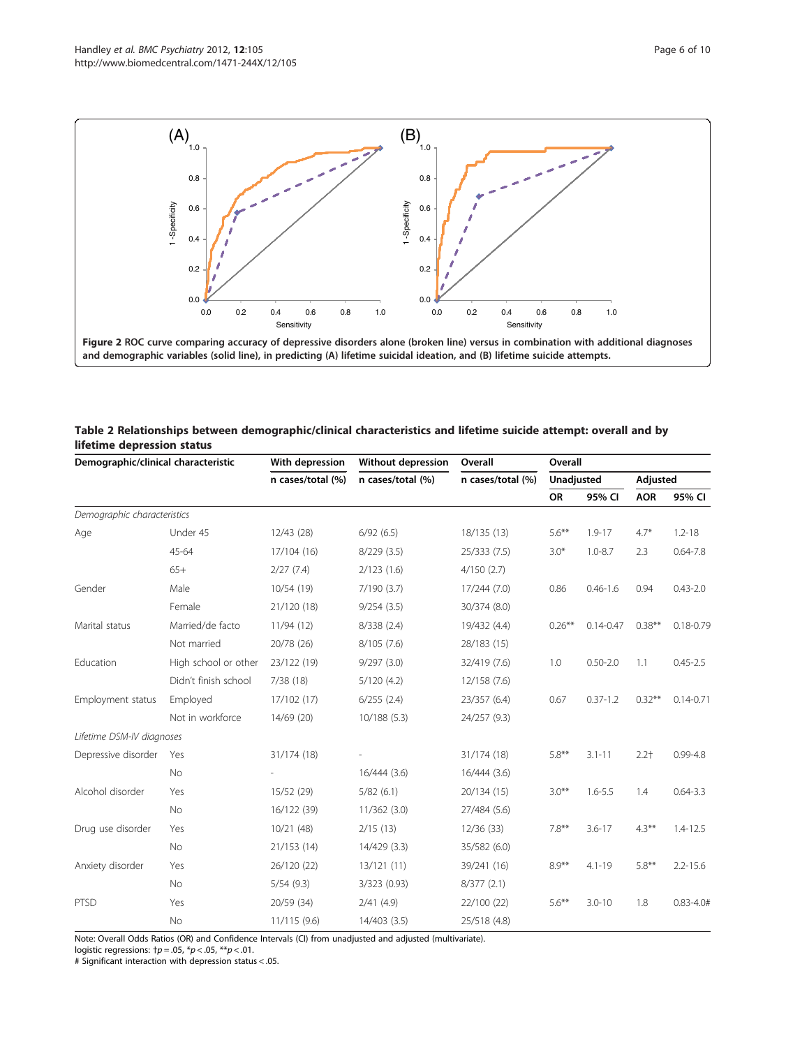**Figure 2 ROC curve comparing accuracy of depressive disorders alone (broken line) versus in combination with additional diagnoses and demographic variables (solid line), in predicting (A) lifetime suicidal ideation, and (B) lifetime suicide attempts.**

**Table 2 Relationships between demographic/clinical characteristics and lifetime suicide attempt: overall and by lifetime depression status**

| Demographic/clinical characteristic | | With depression | Without depression | Overall | Overall | | | |
|---|---|---|---|---|---|---|---|---|
| | | n cases/total (%) | n cases/total (%) | n cases/total (%) | Unadjusted | | Adjusted | |
| | | | | | OR | 95% CI | AOR | 95% CI |
| *Demographic characteristics* | | | | | | | | |
| Age | Under 45 | 12/43 (28) | 6/92 (6.5) | 18/135 (13) | 5.6** | 1.9-17 | 4.7* | 1.2-18 |
| | 45-64 | 17/104 (16) | 8/229 (3.5) | 25/333 (7.5) | 3.0* | 1.0-8.7 | 2.3 | 0.64-7.8 |
| | 65+ | 2/27 (7.4) | 2/123 (1.6) | 4/150 (2.7) | | | | |
| Gender | Male | 10/54 (19) | 7/190 (3.7) | 17/244 (7.0) | 0.86 | 0.46-1.6 | 0.94 | 0.43-2.0 |
| | Female | 21/120 (18) | 9/254 (3.5) | 30/374 (8.0) | | | | |
| Marital status | Married/de facto | 11/94 (12) | 8/338 (2.4) | 19/432 (4.4) | 0.26** | 0.14-0.47 | 0.38** | 0.18-0.79 |
| | Not married | 20/78 (26) | 8/105 (7.6) | 28/183 (15) | | | | |
| Education | High school or other | 23/122 (19) | 9/297 (3.0) | 32/419 (7.6) | 1.0 | 0.50-2.0 | 1.1 | 0.45-2.5 |
| | Didn't finish school | 7/38 (18) | 5/120 (4.2) | 12/158 (7.6) | | | | |
| Employment status | Employed | 17/102 (17) | 6/255 (2.4) | 23/357 (6.4) | 0.67 | 0.37-1.2 | 0.32** | 0.14-0.71 |
| | Not in workforce | 14/69 (20) | 10/188 (5.3) | 24/257 (9.3) | | | | |
| *Lifetime DSM-IV diagnoses* | | | | | | | | |
| Depressive disorder | Yes | 31/174 (18) | - | 31/174 (18) | 5.8** | 3.1-11 | 2.2† | 0.99-4.8 |
| | No | - | 16/444 (3.6) | 16/444 (3.6) | | | | |
| Alcohol disorder | Yes | 15/52 (29) | 5/82 (6.1) | 20/134 (15) | 3.0** | 1.6-5.5 | 1.4 | 0.64-3.3 |
| | No | 16/122 (39) | 11/362 (3.0) | 27/484 (5.6) | | | | |
| Drug use disorder | Yes | 10/21 (48) | 2/15 (13) | 12/36 (33) | 7.8** | 3.6-17 | 4.3** | 1.4-12.5 |
| | No | 21/153 (14) | 14/429 (3.3) | 35/582 (6.0) | | | | |
| Anxiety disorder | Yes | 26/120 (22) | 13/121 (11) | 39/241 (16) | 8.9** | 4.1-19 | 5.8** | 2.2-15.6 |
| | No | 5/54 (9.3) | 3/323 (0.93) | 8/377 (2.1) | | | | |
| PTSD | Yes | 20/59 (34) | 2/41 (4.9) | 22/100 (22) | 5.6** | 3.0-10 | 1.8 | 0.83-4.0# |
| | No | 11/115 (9.6) | 14/403 (3.5) | 25/518 (4.8) | | | | |

Note: Overall Odds Ratios (OR) and Confidence Intervals (CI) from unadjusted and adjusted (multivariate).
logistic regressions: †$p = .05$, *$p < .05$, **$p < .01$.
# Significant interaction with depression status < .05.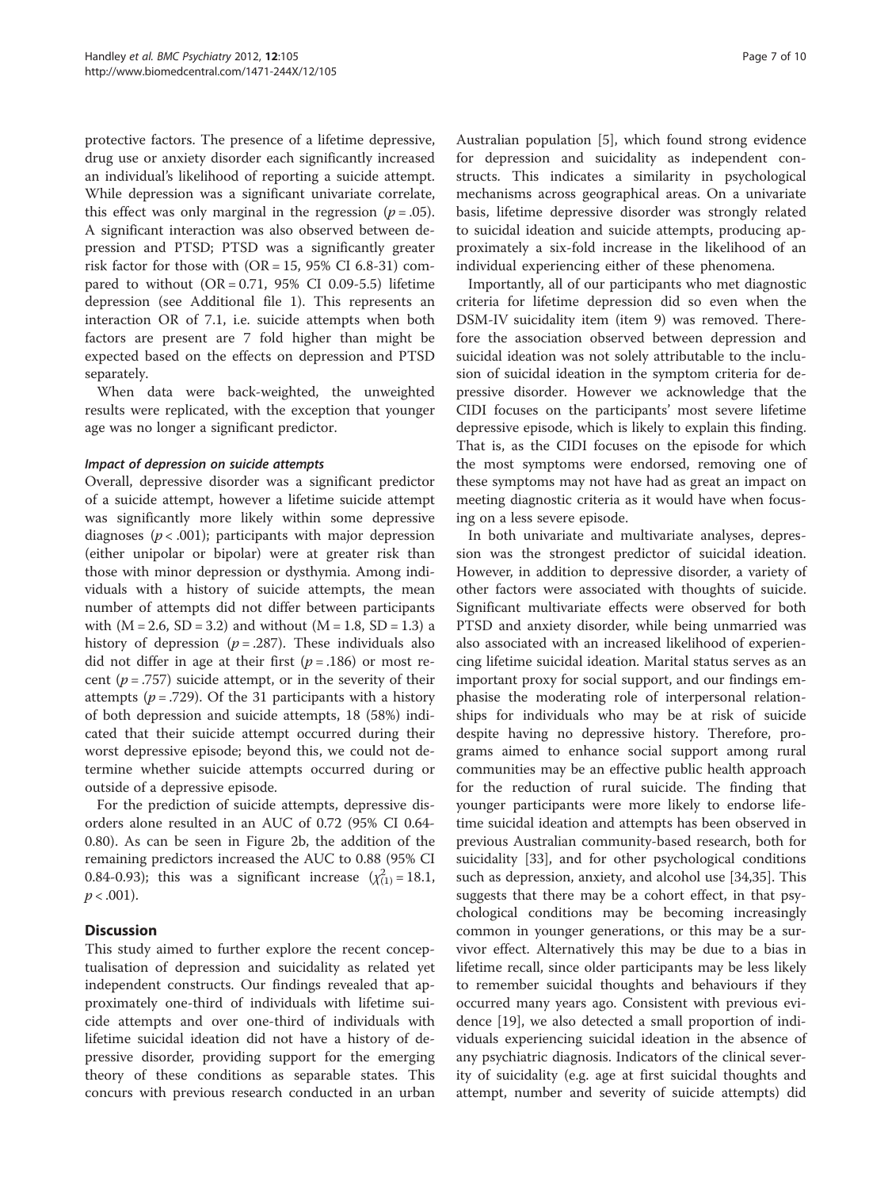protective factors. The presence of a lifetime depressive, drug use or anxiety disorder each significantly increased an individual's likelihood of reporting a suicide attempt. While depression was a significant univariate correlate, this effect was only marginal in the regression ($p = .05$). A significant interaction was also observed between depression and PTSD; PTSD was a significantly greater risk factor for those with (OR = 15, 95% CI 6.8-31) compared to without (OR = 0.71, 95% CI 0.09-5.5) lifetime depression (see Additional file 1). This represents an interaction OR of 7.1, i.e. suicide attempts when both factors are present are 7 fold higher than might be expected based on the effects on depression and PTSD separately.

When data were back-weighted, the unweighted results were replicated, with the exception that younger age was no longer a significant predictor.

#### *Impact of depression on suicide attempts*

Overall, depressive disorder was a significant predictor of a suicide attempt, however a lifetime suicide attempt was significantly more likely within some depressive diagnoses ($p < .001$); participants with major depression (either unipolar or bipolar) were at greater risk than those with minor depression or dysthymia. Among individuals with a history of suicide attempts, the mean number of attempts did not differ between participants with (M = 2.6, SD = 3.2) and without (M = 1.8, SD = 1.3) a history of depression ($p = .287$). These individuals also did not differ in age at their first ($p = .186$) or most recent ($p = .757$) suicide attempt, or in the severity of their attempts ($p = .729$). Of the 31 participants with a history of both depression and suicide attempts, 18 (58%) indicated that their suicide attempt occurred during their worst depressive episode; beyond this, we could not determine whether suicide attempts occurred during or outside of a depressive episode.

For the prediction of suicide attempts, depressive disorders alone resulted in an AUC of 0.72 (95% CI 0.64-0.80). As can be seen in Figure 2b, the addition of the remaining predictors increased the AUC to 0.88 (95% CI 0.84-0.93); this was a significant increase ($\chi^2_{(1)} = 18.1$, $p < .001$).

## Discussion

This study aimed to further explore the recent conceptualisation of depression and suicidality as related yet independent constructs. Our findings revealed that approximately one-third of individuals with lifetime suicide attempts and over one-third of individuals with lifetime suicidal ideation did not have a history of depressive disorder, providing support for the emerging theory of these conditions as separable states. This concurs with previous research conducted in an urban Australian population [5], which found strong evidence for depression and suicidality as independent constructs. This indicates a similarity in psychological mechanisms across geographical areas. On a univariate basis, lifetime depressive disorder was strongly related to suicidal ideation and suicide attempts, producing approximately a six-fold increase in the likelihood of an individual experiencing either of these phenomena.

Importantly, all of our participants who met diagnostic criteria for lifetime depression did so even when the DSM-IV suicidality item (item 9) was removed. Therefore the association observed between depression and suicidal ideation was not solely attributable to the inclusion of suicidal ideation in the symptom criteria for depressive disorder. However we acknowledge that the CIDI focuses on the participants' most severe lifetime depressive episode, which is likely to explain this finding. That is, as the CIDI focuses on the episode for which the most symptoms were endorsed, removing one of these symptoms may not have had as great an impact on meeting diagnostic criteria as it would have when focusing on a less severe episode.

In both univariate and multivariate analyses, depression was the strongest predictor of suicidal ideation. However, in addition to depressive disorder, a variety of other factors were associated with thoughts of suicide. Significant multivariate effects were observed for both PTSD and anxiety disorder, while being unmarried was also associated with an increased likelihood of experiencing lifetime suicidal ideation. Marital status serves as an important proxy for social support, and our findings emphasise the moderating role of interpersonal relationships for individuals who may be at risk of suicide despite having no depressive history. Therefore, programs aimed to enhance social support among rural communities may be an effective public health approach for the reduction of rural suicide. The finding that younger participants were more likely to endorse lifetime suicidal ideation and attempts has been observed in previous Australian community-based research, both for suicidality [33], and for other psychological conditions such as depression, anxiety, and alcohol use [34,35]. This suggests that there may be a cohort effect, in that psychological conditions may be becoming increasingly common in younger generations, or this may be a survivor effect. Alternatively this may be due to a bias in lifetime recall, since older participants may be less likely to remember suicidal thoughts and behaviours if they occurred many years ago. Consistent with previous evidence [19], we also detected a small proportion of individuals experiencing suicidal ideation in the absence of any psychiatric diagnosis. Indicators of the clinical severity of suicidality (e.g. age at first suicidal thoughts and attempt, number and severity of suicide attempts) did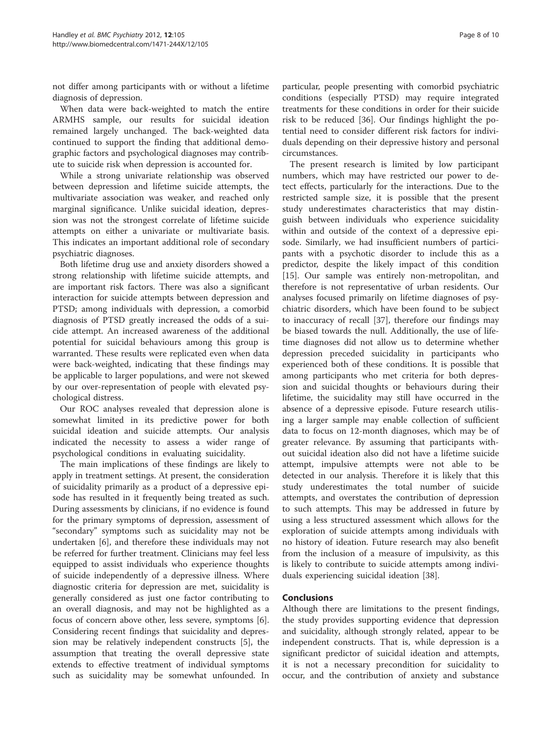not differ among participants with or without a lifetime diagnosis of depression.

When data were back-weighted to match the entire ARMHS sample, our results for suicidal ideation remained largely unchanged. The back-weighted data continued to support the finding that additional demographic factors and psychological diagnoses may contribute to suicide risk when depression is accounted for.

While a strong univariate relationship was observed between depression and lifetime suicide attempts, the multivariate association was weaker, and reached only marginal significance. Unlike suicidal ideation, depression was not the strongest correlate of lifetime suicide attempts on either a univariate or multivariate basis. This indicates an important additional role of secondary psychiatric diagnoses.

Both lifetime drug use and anxiety disorders showed a strong relationship with lifetime suicide attempts, and are important risk factors. There was also a significant interaction for suicide attempts between depression and PTSD; among individuals with depression, a comorbid diagnosis of PTSD greatly increased the odds of a suicide attempt. An increased awareness of the additional potential for suicidal behaviours among this group is warranted. These results were replicated even when data were back-weighted, indicating that these findings may be applicable to larger populations, and were not skewed by our over-representation of people with elevated psychological distress.

Our ROC analyses revealed that depression alone is somewhat limited in its predictive power for both suicidal ideation and suicide attempts. Our analysis indicated the necessity to assess a wider range of psychological conditions in evaluating suicidality.

The main implications of these findings are likely to apply in treatment settings. At present, the consideration of suicidality primarily as a product of a depressive episode has resulted in it frequently being treated as such. During assessments by clinicians, if no evidence is found for the primary symptoms of depression, assessment of "secondary" symptoms such as suicidality may not be undertaken [6], and therefore these individuals may not be referred for further treatment. Clinicians may feel less equipped to assist individuals who experience thoughts of suicide independently of a depressive illness. Where diagnostic criteria for depression are met, suicidality is generally considered as just one factor contributing to an overall diagnosis, and may not be highlighted as a focus of concern above other, less severe, symptoms [6]. Considering recent findings that suicidality and depression may be relatively independent constructs [5], the assumption that treating the overall depressive state extends to effective treatment of individual symptoms such as suicidality may be somewhat unfounded. In particular, people presenting with comorbid psychiatric conditions (especially PTSD) may require integrated treatments for these conditions in order for their suicide risk to be reduced [36]. Our findings highlight the potential need to consider different risk factors for individuals depending on their depressive history and personal circumstances.

The present research is limited by low participant numbers, which may have restricted our power to detect effects, particularly for the interactions. Due to the restricted sample size, it is possible that the present study underestimates characteristics that may distinguish between individuals who experience suicidality within and outside of the context of a depressive episode. Similarly, we had insufficient numbers of participants with a psychotic disorder to include this as a predictor, despite the likely impact of this condition [15]. Our sample was entirely non-metropolitan, and therefore is not representative of urban residents. Our analyses focused primarily on lifetime diagnoses of psychiatric disorders, which have been found to be subject to inaccuracy of recall [37], therefore our findings may be biased towards the null. Additionally, the use of lifetime diagnoses did not allow us to determine whether depression preceded suicidality in participants who experienced both of these conditions. It is possible that among participants who met criteria for both depression and suicidal thoughts or behaviours during their lifetime, the suicidality may still have occurred in the absence of a depressive episode. Future research utilising a larger sample may enable collection of sufficient data to focus on 12-month diagnoses, which may be of greater relevance. By assuming that participants without suicidal ideation also did not have a lifetime suicide attempt, impulsive attempts were not able to be detected in our analysis. Therefore it is likely that this study underestimates the total number of suicide attempts, and overstates the contribution of depression to such attempts. This may be addressed in future by using a less structured assessment which allows for the exploration of suicide attempts among individuals with no history of ideation. Future research may also benefit from the inclusion of a measure of impulsivity, as this is likely to contribute to suicide attempts among individuals experiencing suicidal ideation [38].

## Conclusions

Although there are limitations to the present findings, the study provides supporting evidence that depression and suicidality, although strongly related, appear to be independent constructs. That is, while depression is a significant predictor of suicidal ideation and attempts, it is not a necessary precondition for suicidality to occur, and the contribution of anxiety and substance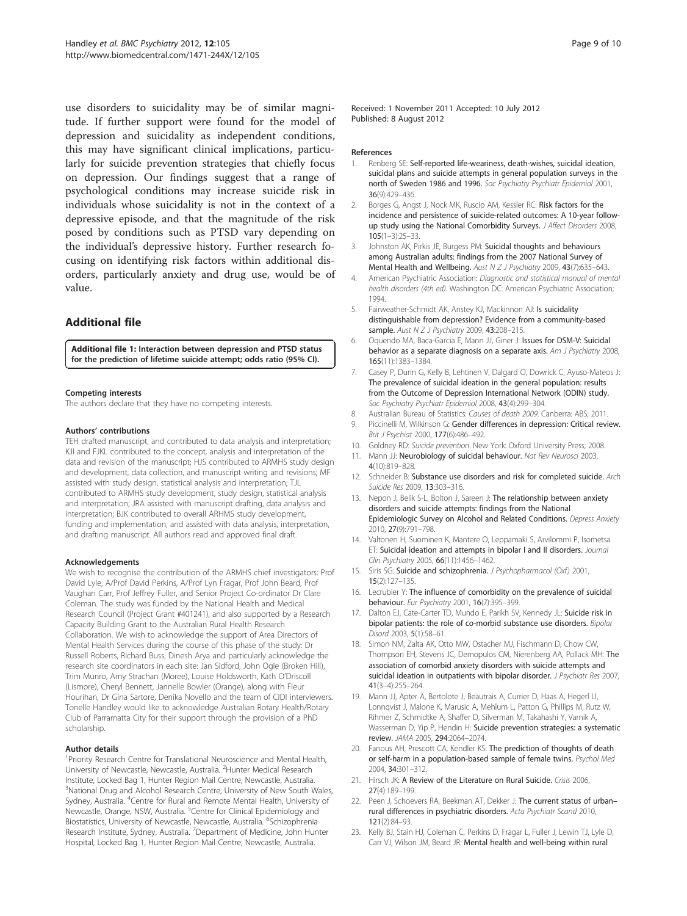use disorders to suicidality may be of similar magnitude. If further support were found for the model of depression and suicidality as independent conditions, this may have significant clinical implications, particularly for suicide prevention strategies that chiefly focus on depression. Our findings suggest that a range of psychological conditions may increase suicide risk in individuals whose suicidality is not in the context of a depressive episode, and that the magnitude of the risk posed by conditions such as PTSD vary depending on the individual's depressive history. Further research focusing on identifying risk factors within additional disorders, particularly anxiety and drug use, would be of value.

## Additional file

**Additional file 1: Interaction between depression and PTSD status for the prediction of lifetime suicide attempt; odds ratio (95% CI).**

#### Competing interests

The authors declare that they have no competing interests.

#### Authors' contributions

TEH drafted manuscript, and contributed to data analysis and interpretation; KJI and FJKL contributed to the concept, analysis and interpretation of the data and revision of the manuscript; HJS contributed to ARMHS study design and development, data collection, and manuscript writing and revisions; MF assisted with study design, statistical analysis and interpretation; TJL contributed to ARMHS study development, study design, statistical analysis and interpretation; JRA assisted with manuscript drafting, data analysis and interpretation; BJK contributed to overall ARHMS study development, funding and implementation, and assisted with data analysis, interpretation, and drafting manuscript. All authors read and approved final draft.

#### Acknowledgements

We wish to recognise the contribution of the ARMHS chief investigators: Prof David Lyle, A/Prof David Perkins, A/Prof Lyn Fragar, Prof John Beard, Prof Vaughan Carr, Prof Jeffrey Fuller, and Senior Project Co-ordinator Dr Clare Coleman. The study was funded by the National Health and Medical Research Council (Project Grant #401241), and also supported by a Research Capacity Building Grant to the Australian Rural Health Research Collaboration. We wish to acknowledge the support of Area Directors of Mental Health Services during the course of this phase of the study: Dr Russell Roberts, Richard Buss, Dinesh Arya and particularly acknowledge the research site coordinators in each site: Jan Sidford, John Ogle (Broken Hill), Trim Munro, Amy Strachan (Moree), Louise Holdsworth, Kath O'Driscoll (Lismore), Cheryl Bennett, Jannelle Bowler (Orange), along with Fleur Hourihan, Dr Gina Sartore, Denika Novello and the team of CIDI interviewers. Tonelle Handley would like to acknowledge Australian Rotary Health/Rotary Club of Parramatta City for their support through the provision of a PhD scholarship.

#### Author details

[1]Priority Research Centre for Translational Neuroscience and Mental Health, University of Newcastle, Newcastle, Australia. [2]Hunter Medical Research Institute, Locked Bag 1, Hunter Region Mail Centre, Newcastle, Australia. [3]National Drug and Alcohol Research Centre, University of New South Wales, Sydney, Australia. [4]Centre for Rural and Remote Mental Health, University of Newcastle, Orange, NSW, Australia. [5]Centre for Clinical Epidemiology and Biostatistics, University of Newcastle, Newcastle, Australia. [6]Schizophrenia Research Institute, Sydney, Australia. [7]Department of Medicine, John Hunter Hospital, Locked Bag 1, Hunter Region Mail Centre, Newcastle, Australia.

Received: 1 November 2011 Accepted: 10 July 2012
Published: 8 August 2012

#### References

1. Renberg SE: **Self-reported life-weariness, death-wishes, suicidal ideation, suicidal plans and suicide attempts in general population surveys in the north of Sweden 1986 and 1996.** *Soc Psychiatry Psychiatr Epidemiol* 2001, **36**(9):429–436.
2. Borges G, Angst J, Nock MK, Ruscio AM, Kessler RC: **Risk factors for the incidence and persistence of suicide-related outcomes: A 10-year follow-up study using the National Comorbidity Surveys.** *J Affect Disorders* 2008, **105**(1–3):25–33.
3. Johnston AK, Pirkis JE, Burgess PM: **Suicidal thoughts and behaviours among Australian adults: findings from the 2007 National Survey of Mental Health and Wellbeing.** *Aust N Z J Psychiatry* 2009, **43**(7):635–643.
4. American Psychiatric Association: *Diagnostic and statistical manual of mental health disorders (4th ed).* Washington DC: American Psychiatric Association; 1994.
5. Fairweather-Schmidt AK, Anstey KJ, Mackinnon AJ: **Is suicidality distinguishable from depression? Evidence from a community-based sample.** *Aust N Z J Psychiatry* 2009, **43**:208–215.
6. Oquendo MA, Baca-Garcia E, Mann JJ, Giner J: **Issues for DSM-V: Suicidal behavior as a separate diagnosis on a separate axis.** *Am J Psychiatry* 2008, **165**(11):1383–1384.
7. Casey P, Dunn G, Kelly B, Lehtinen V, Dalgard O, Dowrick C, Ayuso-Mateos J: **The prevalence of suicidal ideation in the general population: results from the Outcome of Depression International Network (ODIN) study.** *Soc Psychiatry Psychiatr Epidemiol* 2008, **43**(4):299–304.
8. Australian Bureau of Statistics: *Causes of death 2009.* Canberra: ABS; 2011.
9. Piccinelli M, Wilkinson G: **Gender differences in depression: Critical review.** *Brit J Psychiat* 2000, **177**(6):486–492.
10. Goldney RD: *Suicide prevention.* New York: Oxford University Press; 2008.
11. Mann JJ: **Neurobiology of suicidal behaviour.** *Nat Rev Neurosci* 2003, **4**(10):819–828.
12. Schneider B: **Substance use disorders and risk for completed suicide.** *Arch Suicide Res* 2009, **13**:303–316.
13. Nepon J, Belik S-L, Bolton J, Sareen J: **The relationship between anxiety disorders and suicide attempts: findings from the National Epidemiologic Survey on Alcohol and Related Conditions.** *Depress Anxiety* 2010, **27**(9):791–798.
14. Valtonen H, Suominen K, Mantere O, Leppamaki S, Arvilommi P, Isometsa ET: **Suicidal ideation and attempts in bipolar I and II disorders.** *Journal Clin Psychiatry* 2005, **66**(11):1456–1462.
15. Siris SG: **Suicide and schizophrenia.** *J Psychopharmacol (Oxf)* 2001, **15**(2):127–135.
16. Lecrubier Y: **The influence of comorbidity on the prevalence of suicidal behaviour.** *Eur Psychiatry* 2001, **16**(7):395–399.
17. Dalton EJ, Cate-Carter TD, Mundo E, Parikh SV, Kennedy JL: **Suicide risk in bipolar patients: the role of co-morbid substance use disorders.** *Bipolar Disord* 2003, **5**(1):58–61.
18. Simon NM, Zalta AK, Otto MW, Ostacher MJ, Fischmann D, Chow CW, Thompson EH, Stevens JC, Demopulos CM, Nierenberg AA, Pollack MH: **The association of comorbid anxiety disorders with suicide attempts and suicidal ideation in outpatients with bipolar disorder.** *J Psychiatr Res* 2007, **41**(3–4):255–264.
19. Mann JJ, Apter A, Bertolote J, Beautrais A, Currier D, Haas A, Hegerl U, Lonnqvist J, Malone K, Marusic A, Mehlum L, Patton G, Phillips M, Rutz W, Rihmer Z, Schmidtke A, Shaffer D, Silverman M, Takahashi Y, Varnik A, Wasserman D, Yip P, Hendin H: **Suicide prevention strategies: a systematic review.** *JAMA* 2005, **294**:2064–2074.
20. Fanous AH, Prescott CA, Kendler KS: **The prediction of thoughts of death or self-harm in a population-based sample of female twins.** *Psychol Med* 2004, **34**:301–312.
21. Hirsch JK: **A Review of the Literature on Rural Suicide.** *Crisis* 2006, **27**(4):189–199.
22. Peen J, Schoevers RA, Beekman AT, Dekker J: **The current status of urban–rural differences in psychiatric disorders.** *Acta Psychiatr Scand* 2010, **121**(2):84–93.
23. Kelly BJ, Stain HJ, Coleman C, Perkins D, Fragar L, Fuller J, Lewin TJ, Lyle D, Carr VJ, Wilson JM, Beard JR: **Mental health and well-being within rural**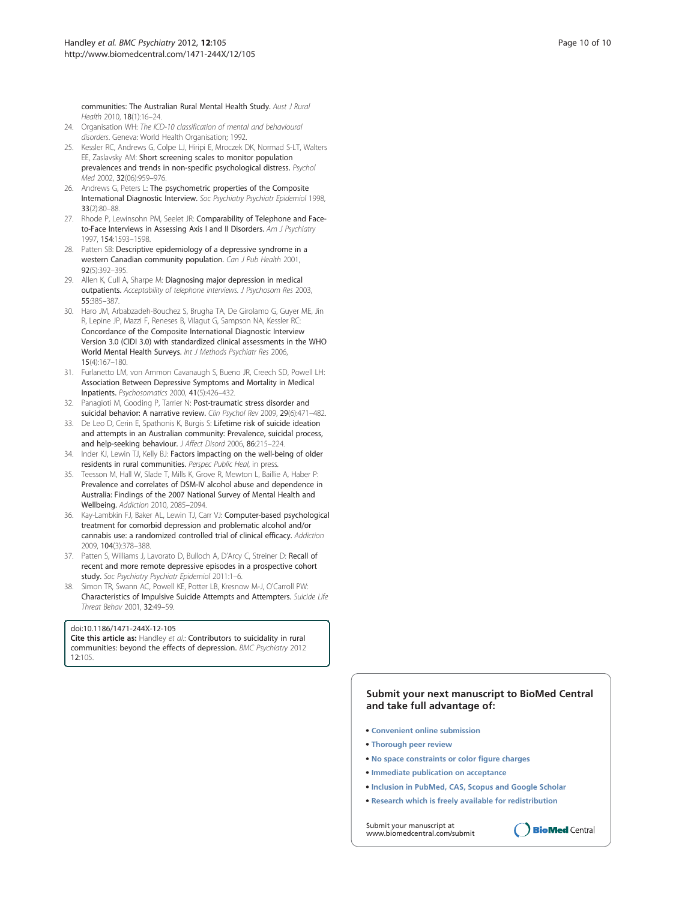communities: The Australian Rural Mental Health Study. *Aust J Rural Health* 2010, **18**(1):16–24.

24. Organisation WH: *The ICD-10 classification of mental and behavioural disorders*. Geneva: World Health Organisation; 1992.
25. Kessler RC, Andrews G, Colpe LJ, Hiripi E, Mroczek DK, Normad S-LT, Walters EE, Zaslavsky AM: **Short screening scales to monitor population prevalences and trends in non-specific psychological distress.** *Psychol Med* 2002, **32**(06):959–976.
26. Andrews G, Peters L: **The psychometric properties of the Composite International Diagnostic Interview.** *Soc Psychiatry Psychiatr Epidemiol* 1998, **33**(2):80–88.
27. Rhode P, Lewinsohn PM, Seelet JR: **Comparability of Telephone and Face-to-Face Interviews in Assessing Axis I and II Disorders.** *Am J Psychiatry* 1997, **154**:1593–1598.
28. Patten SB: **Descriptive epidemiology of a depressive syndrome in a western Canadian community population.** *Can J Pub Health* 2001, **92**(5):392–395.
29. Allen K, Cull A, Sharpe M: **Diagnosing major depression in medical outpatients.** *Acceptability of telephone interviews. J Psychosom Res* 2003, **55**:385–387.
30. Haro JM, Arbabzadeh-Bouchez S, Brugha TA, De Girolamo G, Guyer ME, Jin R, Lepine JP, Mazzi F, Reneses B, Vilagut G, Sampson NA, Kessler RC: **Concordance of the Composite International Diagnostic Interview Version 3.0 (CIDI 3.0) with standardized clinical assessments in the WHO World Mental Health Surveys.** *Int J Methods Psychiatr Res* 2006, **15**(4):167–180.
31. Furlanetto LM, von Ammon Cavanaugh S, Bueno JR, Creech SD, Powell LH: **Association Between Depressive Symptoms and Mortality in Medical Inpatients.** *Psychosomatics* 2000, **41**(5):426–432.
32. Panagioti M, Gooding P, Tarrier N: **Post-traumatic stress disorder and suicidal behavior: A narrative review.** *Clin Psychol Rev* 2009, **29**(6):471–482.
33. De Leo D, Cerin E, Spathonis K, Burgis S: **Lifetime risk of suicide ideation and attempts in an Australian community: Prevalence, suicidal process, and help-seeking behaviour.** *J Affect Disord* 2006, **86**:215–224.
34. Inder KJ, Lewin TJ, Kelly BJ: **Factors impacting on the well-being of older residents in rural communities.** *Perspec Public Heal*, in press.
35. Teesson M, Hall W, Slade T, Mills K, Grove R, Mewton L, Baillie A, Haber P: **Prevalence and correlates of DSM-IV alcohol abuse and dependence in Australia: Findings of the 2007 National Survey of Mental Health and Wellbeing.** *Addiction* 2010, 2085–2094.
36. Kay-Lambkin FJ, Baker AL, Lewin TJ, Carr VJ: **Computer-based psychological treatment for comorbid depression and problematic alcohol and/or cannabis use: a randomized controlled trial of clinical efficacy.** *Addiction* 2009, **104**(3):378–388.
37. Patten S, Williams J, Lavorato D, Bulloch A, D'Arcy C, Streiner D: **Recall of recent and more remote depressive episodes in a prospective cohort study.** *Soc Psychiatry Psychiatr Epidemiol* 2011:1–6.
38. Simon TR, Swann AC, Powell KE, Potter LB, Kresnow M-J, O'Carroll PW: **Characteristics of Impulsive Suicide Attempts and Attempters.** *Suicide Life Threat Behav* 2001, **32**:49–59.

doi:10.1186/1471-244X-12-105
**Cite this article as:** Handley *et al.*: Contributors to suicidality in rural communities: beyond the effects of depression. *BMC Psychiatry* 2012 **12**:105.

**Submit your next manuscript to BioMed Central and take full advantage of:**

- **Convenient online submission**
- **Thorough peer review**
- **No space constraints or color figure charges**
- **Immediate publication on acceptance**
- **Inclusion in PubMed, CAS, Scopus and Google Scholar**
- **Research which is freely available for redistribution**

Submit your manuscript at
www.biomedcentral.com/submit

BioMed Central